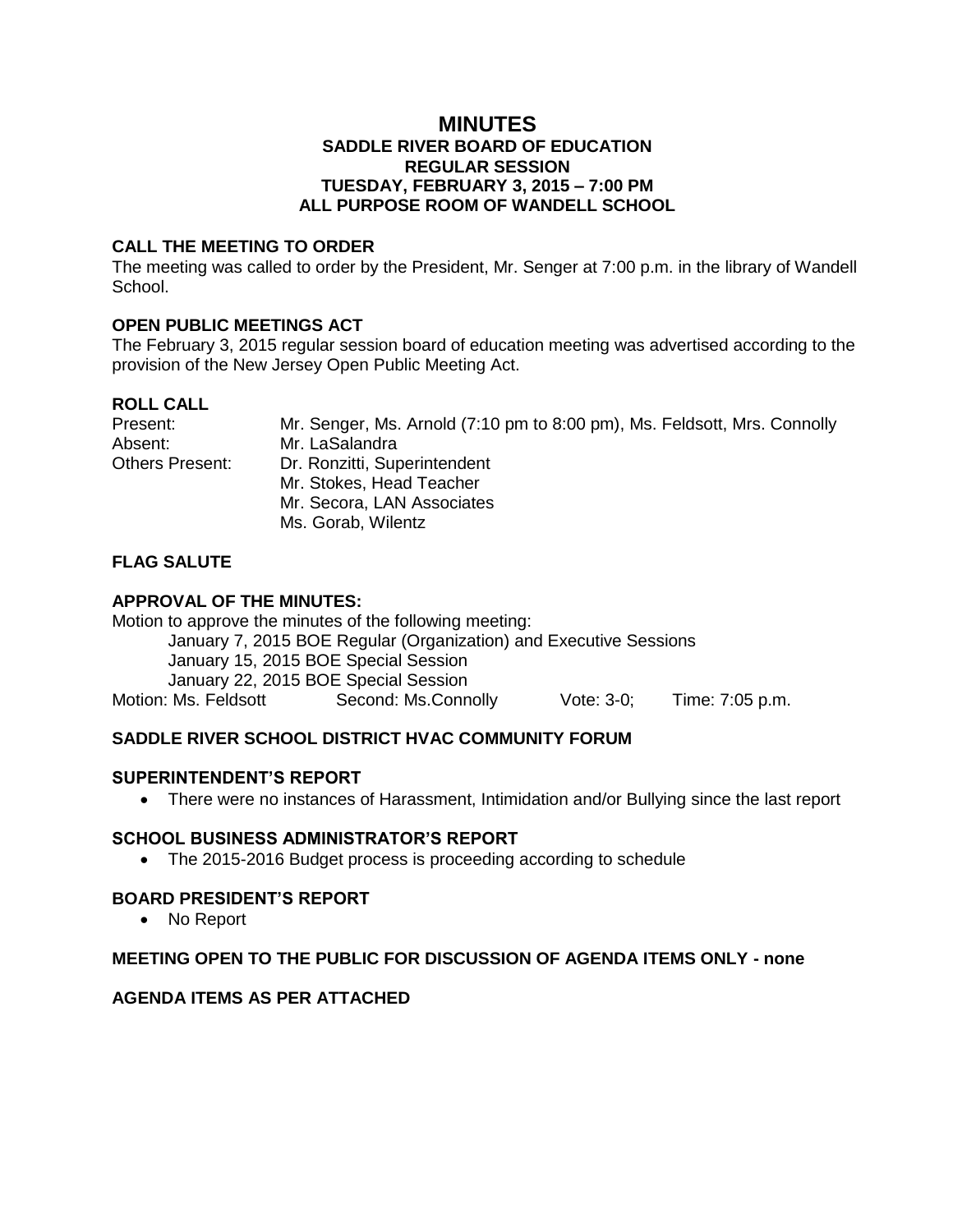# MINUTES

## SADDLE RIVER BOARD OF EDUCATION
## REGULAR SESSION
## TUESDAY, FEBRUARY 3, 2015 – 7:00 PM
## ALL PURPOSE ROOM OF WANDELL SCHOOL

**CALL THE MEETING TO ORDER**

The meeting was called to order by the President, Mr. Senger at 7:00 p.m. in the library of Wandell School.

**OPEN PUBLIC MEETINGS ACT**

The February 3, 2015 regular session board of education meeting was advertised according to the provision of the New Jersey Open Public Meeting Act.

**ROLL CALL**

| | |
|---|---|
| Present: | Mr. Senger, Ms. Arnold (7:10 pm to 8:00 pm), Ms. Feldsott, Mrs. Connolly |
| Absent: | Mr. LaSalandra |
| Others Present: | Dr. Ronzitti, Superintendent |
| | Mr. Stokes, Head Teacher |
| | Mr. Secora, LAN Associates |
| | Ms. Gorab, Wilentz |

**FLAG SALUTE**

**APPROVAL OF THE MINUTES:**

Motion to approve the minutes of the following meeting:

January 7, 2015 BOE Regular (Organization) and Executive Sessions
January 15, 2015 BOE Special Session
January 22, 2015 BOE Special Session

Motion: Ms. Feldsott  Second: Ms.Connolly  Vote: 3-0;  Time: 7:05 p.m.

**SADDLE RIVER SCHOOL DISTRICT HVAC COMMUNITY FORUM**

**SUPERINTENDENT'S REPORT**

- There were no instances of Harassment, Intimidation and/or Bullying since the last report

**SCHOOL BUSINESS ADMINISTRATOR'S REPORT**

- The 2015-2016 Budget process is proceeding according to schedule

**BOARD PRESIDENT'S REPORT**

- No Report

**MEETING OPEN TO THE PUBLIC FOR DISCUSSION OF AGENDA ITEMS ONLY - none**

**AGENDA ITEMS AS PER ATTACHED**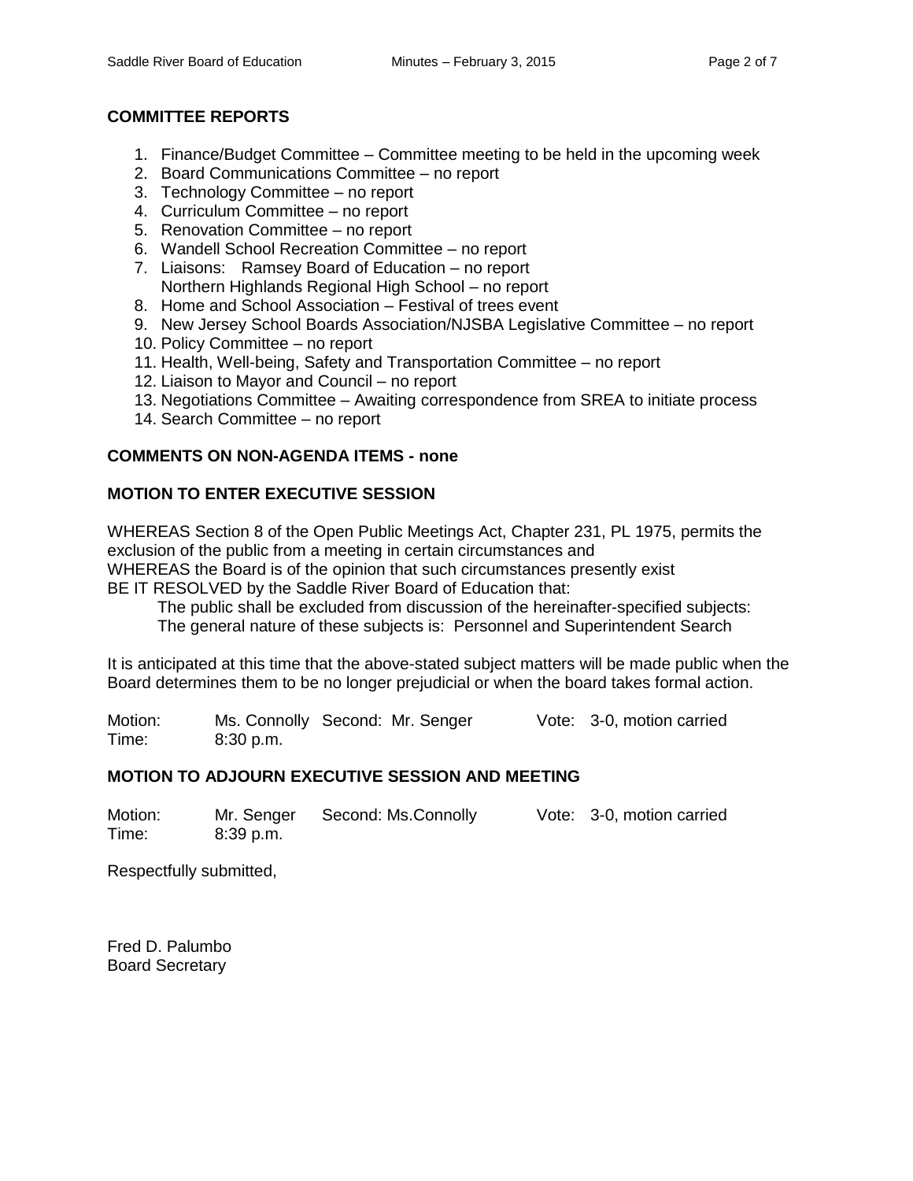## COMMITTEE REPORTS

1. Finance/Budget Committee – Committee meeting to be held in the upcoming week
2. Board Communications Committee – no report
3. Technology Committee – no report
4. Curriculum Committee – no report
5. Renovation Committee – no report
6. Wandell School Recreation Committee – no report
7. Liaisons: Ramsey Board of Education – no report
   Northern Highlands Regional High School – no report
8. Home and School Association – Festival of trees event
9. New Jersey School Boards Association/NJSBA Legislative Committee – no report
10. Policy Committee – no report
11. Health, Well-being, Safety and Transportation Committee – no report
12. Liaison to Mayor and Council – no report
13. Negotiations Committee – Awaiting correspondence from SREA to initiate process
14. Search Committee – no report

## COMMENTS ON NON-AGENDA ITEMS - none

## MOTION TO ENTER EXECUTIVE SESSION

WHEREAS Section 8 of the Open Public Meetings Act, Chapter 231, PL 1975, permits the exclusion of the public from a meeting in certain circumstances and
WHEREAS the Board is of the opinion that such circumstances presently exist
BE IT RESOLVED by the Saddle River Board of Education that:

The public shall be excluded from discussion of the hereinafter-specified subjects:
The general nature of these subjects is: Personnel and Superintendent Search

It is anticipated at this time that the above-stated subject matters will be made public when the Board determines them to be no longer prejudicial or when the board takes formal action.

Motion: Ms. Connolly Second: Mr. Senger Vote: 3-0, motion carried
Time: 8:30 p.m.

## MOTION TO ADJOURN EXECUTIVE SESSION AND MEETING

Motion: Mr. Senger Second: Ms.Connolly Vote: 3-0, motion carried
Time: 8:39 p.m.

Respectfully submitted,

Fred D. Palumbo
Board Secretary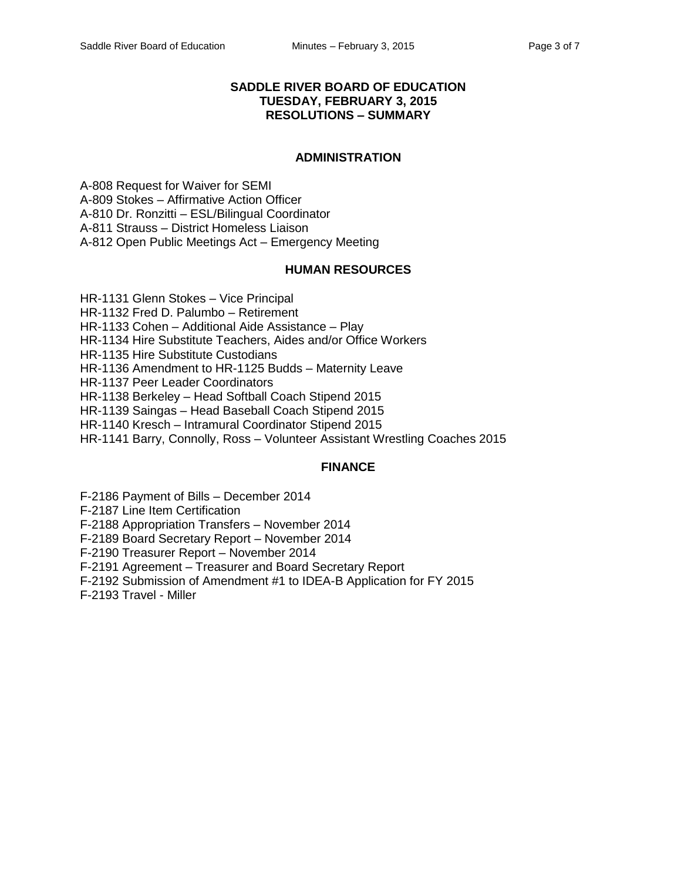## SADDLE RIVER BOARD OF EDUCATION
## TUESDAY, FEBRUARY 3, 2015
## RESOLUTIONS – SUMMARY

### ADMINISTRATION

A-808 Request for Waiver for SEMI
A-809 Stokes – Affirmative Action Officer
A-810 Dr. Ronzitti – ESL/Bilingual Coordinator
A-811 Strauss – District Homeless Liaison
A-812 Open Public Meetings Act – Emergency Meeting

### HUMAN RESOURCES

HR-1131 Glenn Stokes – Vice Principal
HR-1132 Fred D. Palumbo – Retirement
HR-1133 Cohen – Additional Aide Assistance – Play
HR-1134 Hire Substitute Teachers, Aides and/or Office Workers
HR-1135 Hire Substitute Custodians
HR-1136 Amendment to HR-1125 Budds – Maternity Leave
HR-1137 Peer Leader Coordinators
HR-1138 Berkeley – Head Softball Coach Stipend 2015
HR-1139 Saingas – Head Baseball Coach Stipend 2015
HR-1140 Kresch – Intramural Coordinator Stipend 2015
HR-1141 Barry, Connolly, Ross – Volunteer Assistant Wrestling Coaches 2015

### FINANCE

F-2186 Payment of Bills – December 2014
F-2187 Line Item Certification
F-2188 Appropriation Transfers – November 2014
F-2189 Board Secretary Report – November 2014
F-2190 Treasurer Report – November 2014
F-2191 Agreement – Treasurer and Board Secretary Report
F-2192 Submission of Amendment #1 to IDEA-B Application for FY 2015
F-2193 Travel - Miller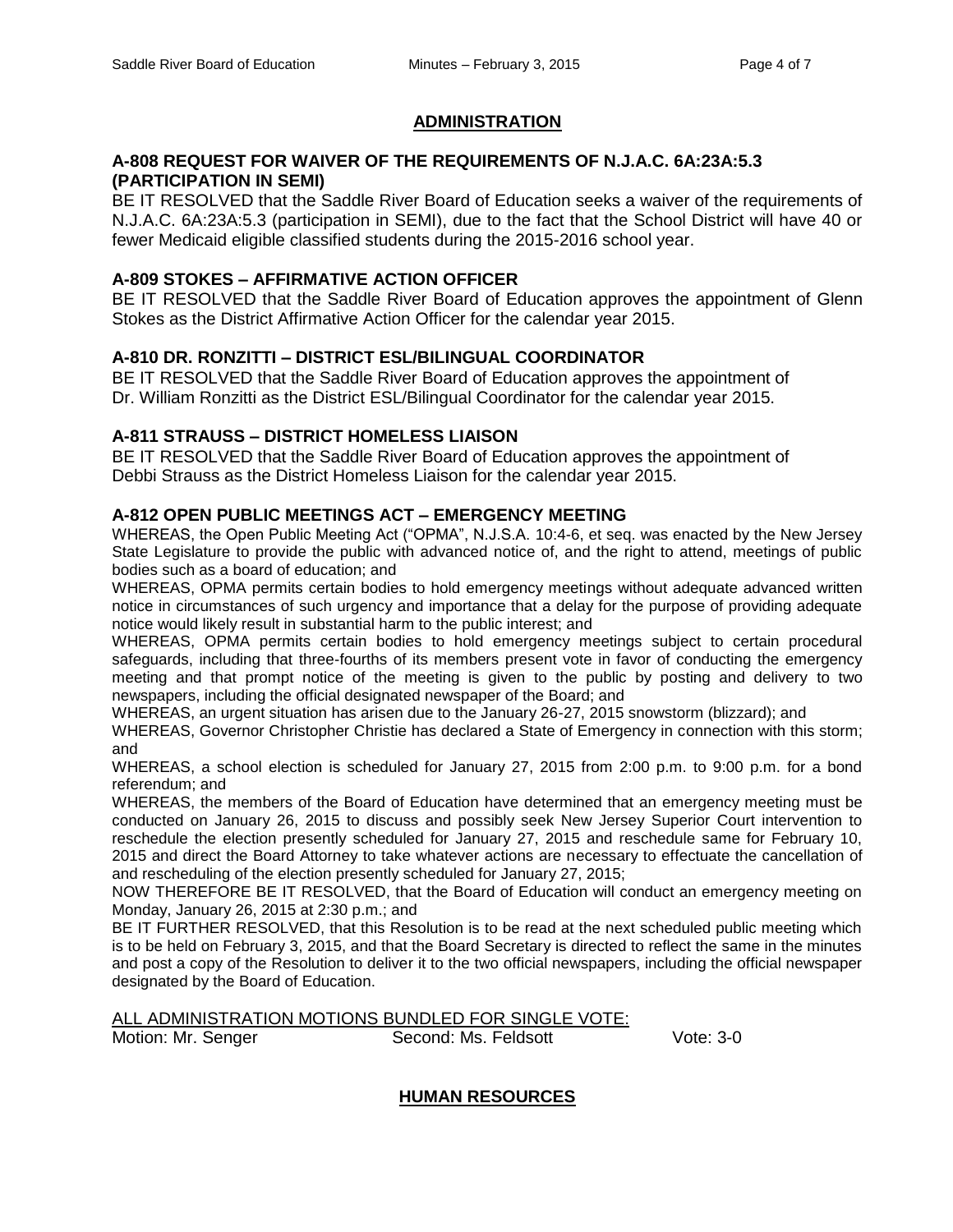## ADMINISTRATION

### A-808 REQUEST FOR WAIVER OF THE REQUIREMENTS OF N.J.A.C. 6A:23A:5.3 (PARTICIPATION IN SEMI)

BE IT RESOLVED that the Saddle River Board of Education seeks a waiver of the requirements of N.J.A.C. 6A:23A:5.3 (participation in SEMI), due to the fact that the School District will have 40 or fewer Medicaid eligible classified students during the 2015-2016 school year.

### A-809 STOKES – AFFIRMATIVE ACTION OFFICER

BE IT RESOLVED that the Saddle River Board of Education approves the appointment of Glenn Stokes as the District Affirmative Action Officer for the calendar year 2015.

### A-810 DR. RONZITTI – DISTRICT ESL/BILINGUAL COORDINATOR

BE IT RESOLVED that the Saddle River Board of Education approves the appointment of Dr. William Ronzitti as the District ESL/Bilingual Coordinator for the calendar year 2015.

### A-811 STRAUSS – DISTRICT HOMELESS LIAISON

BE IT RESOLVED that the Saddle River Board of Education approves the appointment of Debbi Strauss as the District Homeless Liaison for the calendar year 2015.

### A-812 OPEN PUBLIC MEETINGS ACT – EMERGENCY MEETING

WHEREAS, the Open Public Meeting Act ("OPMA", N.J.S.A. 10:4-6, et seq. was enacted by the New Jersey State Legislature to provide the public with advanced notice of, and the right to attend, meetings of public bodies such as a board of education; and

WHEREAS, OPMA permits certain bodies to hold emergency meetings without adequate advanced written notice in circumstances of such urgency and importance that a delay for the purpose of providing adequate notice would likely result in substantial harm to the public interest; and

WHEREAS, OPMA permits certain bodies to hold emergency meetings subject to certain procedural safeguards, including that three-fourths of its members present vote in favor of conducting the emergency meeting and that prompt notice of the meeting is given to the public by posting and delivery to two newspapers, including the official designated newspaper of the Board; and

WHEREAS, an urgent situation has arisen due to the January 26-27, 2015 snowstorm (blizzard); and

WHEREAS, Governor Christopher Christie has declared a State of Emergency in connection with this storm; and

WHEREAS, a school election is scheduled for January 27, 2015 from 2:00 p.m. to 9:00 p.m. for a bond referendum; and

WHEREAS, the members of the Board of Education have determined that an emergency meeting must be conducted on January 26, 2015 to discuss and possibly seek New Jersey Superior Court intervention to reschedule the election presently scheduled for January 27, 2015 and reschedule same for February 10, 2015 and direct the Board Attorney to take whatever actions are necessary to effectuate the cancellation of and rescheduling of the election presently scheduled for January 27, 2015;

NOW THEREFORE BE IT RESOLVED, that the Board of Education will conduct an emergency meeting on Monday, January 26, 2015 at 2:30 p.m.; and

BE IT FURTHER RESOLVED, that this Resolution is to be read at the next scheduled public meeting which is to be held on February 3, 2015, and that the Board Secretary is directed to reflect the same in the minutes and post a copy of the Resolution to deliver it to the two official newspapers, including the official newspaper designated by the Board of Education.

ALL ADMINISTRATION MOTIONS BUNDLED FOR SINGLE VOTE:

Motion: Mr. Senger    Second: Ms. Feldsott    Vote: 3-0

## HUMAN RESOURCES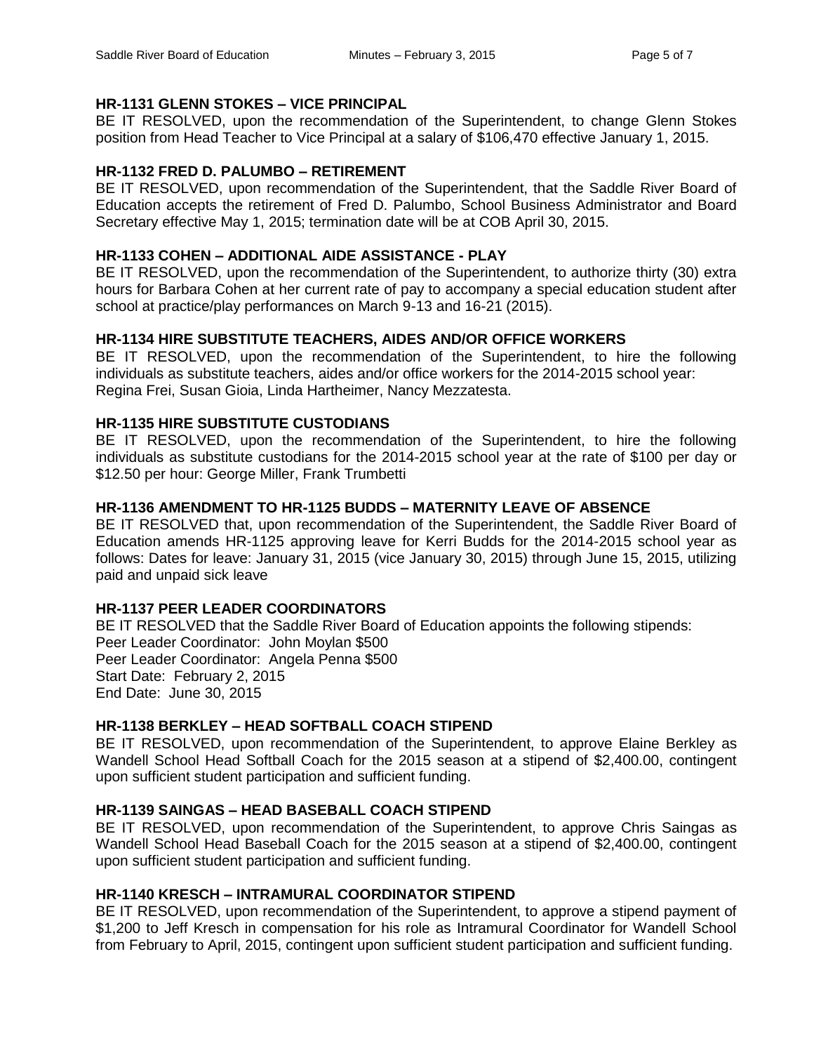### HR-1131 GLENN STOKES – VICE PRINCIPAL

BE IT RESOLVED, upon the recommendation of the Superintendent, to change Glenn Stokes position from Head Teacher to Vice Principal at a salary of $106,470 effective January 1, 2015.

### HR-1132 FRED D. PALUMBO – RETIREMENT

BE IT RESOLVED, upon recommendation of the Superintendent, that the Saddle River Board of Education accepts the retirement of Fred D. Palumbo, School Business Administrator and Board Secretary effective May 1, 2015; termination date will be at COB April 30, 2015.

### HR-1133 COHEN – ADDITIONAL AIDE ASSISTANCE - PLAY

BE IT RESOLVED, upon the recommendation of the Superintendent, to authorize thirty (30) extra hours for Barbara Cohen at her current rate of pay to accompany a special education student after school at practice/play performances on March 9-13 and 16-21 (2015).

### HR-1134 HIRE SUBSTITUTE TEACHERS, AIDES AND/OR OFFICE WORKERS

BE IT RESOLVED, upon the recommendation of the Superintendent, to hire the following individuals as substitute teachers, aides and/or office workers for the 2014-2015 school year:
Regina Frei, Susan Gioia, Linda Hartheimer, Nancy Mezzatesta.

### HR-1135 HIRE SUBSTITUTE CUSTODIANS

BE IT RESOLVED, upon the recommendation of the Superintendent, to hire the following individuals as substitute custodians for the 2014-2015 school year at the rate of $100 per day or $12.50 per hour: George Miller, Frank Trumbetti

### HR-1136 AMENDMENT TO HR-1125 BUDDS – MATERNITY LEAVE OF ABSENCE

BE IT RESOLVED that, upon recommendation of the Superintendent, the Saddle River Board of Education amends HR-1125 approving leave for Kerri Budds for the 2014-2015 school year as follows: Dates for leave: January 31, 2015 (vice January 30, 2015) through June 15, 2015, utilizing paid and unpaid sick leave

### HR-1137 PEER LEADER COORDINATORS

BE IT RESOLVED that the Saddle River Board of Education appoints the following stipends:
Peer Leader Coordinator: John Moylan $500
Peer Leader Coordinator: Angela Penna $500
Start Date: February 2, 2015
End Date: June 30, 2015

### HR-1138 BERKLEY – HEAD SOFTBALL COACH STIPEND

BE IT RESOLVED, upon recommendation of the Superintendent, to approve Elaine Berkley as Wandell School Head Softball Coach for the 2015 season at a stipend of $2,400.00, contingent upon sufficient student participation and sufficient funding.

### HR-1139 SAINGAS – HEAD BASEBALL COACH STIPEND

BE IT RESOLVED, upon recommendation of the Superintendent, to approve Chris Saingas as Wandell School Head Baseball Coach for the 2015 season at a stipend of $2,400.00, contingent upon sufficient student participation and sufficient funding.

### HR-1140 KRESCH – INTRAMURAL COORDINATOR STIPEND

BE IT RESOLVED, upon recommendation of the Superintendent, to approve a stipend payment of $1,200 to Jeff Kresch in compensation for his role as Intramural Coordinator for Wandell School from February to April, 2015, contingent upon sufficient student participation and sufficient funding.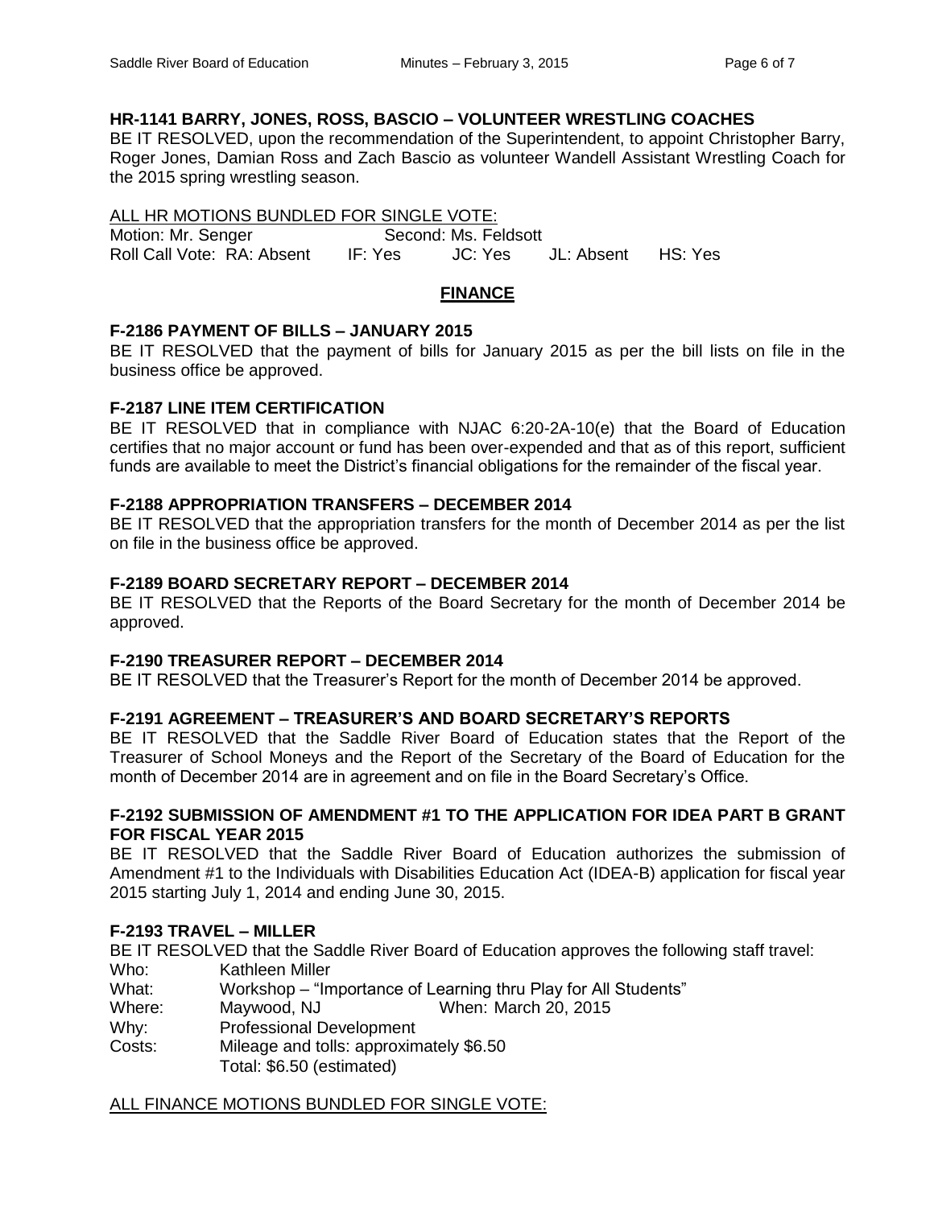### HR-1141 BARRY, JONES, ROSS, BASCIO – VOLUNTEER WRESTLING COACHES

BE IT RESOLVED, upon the recommendation of the Superintendent, to appoint Christopher Barry, Roger Jones, Damian Ross and Zach Bascio as volunteer Wandell Assistant Wrestling Coach for the 2015 spring wrestling season.

ALL HR MOTIONS BUNDLED FOR SINGLE VOTE:

Motion: Mr. Senger Second: Ms. Feldsott

Roll Call Vote: RA: Absent IF: Yes JC: Yes JL: Absent HS: Yes

## FINANCE

### F-2186 PAYMENT OF BILLS – JANUARY 2015

BE IT RESOLVED that the payment of bills for January 2015 as per the bill lists on file in the business office be approved.

### F-2187 LINE ITEM CERTIFICATION

BE IT RESOLVED that in compliance with NJAC 6:20-2A-10(e) that the Board of Education certifies that no major account or fund has been over-expended and that as of this report, sufficient funds are available to meet the District's financial obligations for the remainder of the fiscal year.

### F-2188 APPROPRIATION TRANSFERS – DECEMBER 2014

BE IT RESOLVED that the appropriation transfers for the month of December 2014 as per the list on file in the business office be approved.

### F-2189 BOARD SECRETARY REPORT – DECEMBER 2014

BE IT RESOLVED that the Reports of the Board Secretary for the month of December 2014 be approved.

### F-2190 TREASURER REPORT – DECEMBER 2014

BE IT RESOLVED that the Treasurer's Report for the month of December 2014 be approved.

### F-2191 AGREEMENT – TREASURER'S AND BOARD SECRETARY'S REPORTS

BE IT RESOLVED that the Saddle River Board of Education states that the Report of the Treasurer of School Moneys and the Report of the Secretary of the Board of Education for the month of December 2014 are in agreement and on file in the Board Secretary's Office.

### F-2192 SUBMISSION OF AMENDMENT #1 TO THE APPLICATION FOR IDEA PART B GRANT FOR FISCAL YEAR 2015

BE IT RESOLVED that the Saddle River Board of Education authorizes the submission of Amendment #1 to the Individuals with Disabilities Education Act (IDEA-B) application for fiscal year 2015 starting July 1, 2014 and ending June 30, 2015.

### F-2193 TRAVEL – MILLER

BE IT RESOLVED that the Saddle River Board of Education approves the following staff travel:

Who: Kathleen Miller
What: Workshop – "Importance of Learning thru Play for All Students"
Where: Maywood, NJ When: March 20, 2015
Why: Professional Development
Costs: Mileage and tolls: approximately $6.50
Total: $6.50 (estimated)

ALL FINANCE MOTIONS BUNDLED FOR SINGLE VOTE: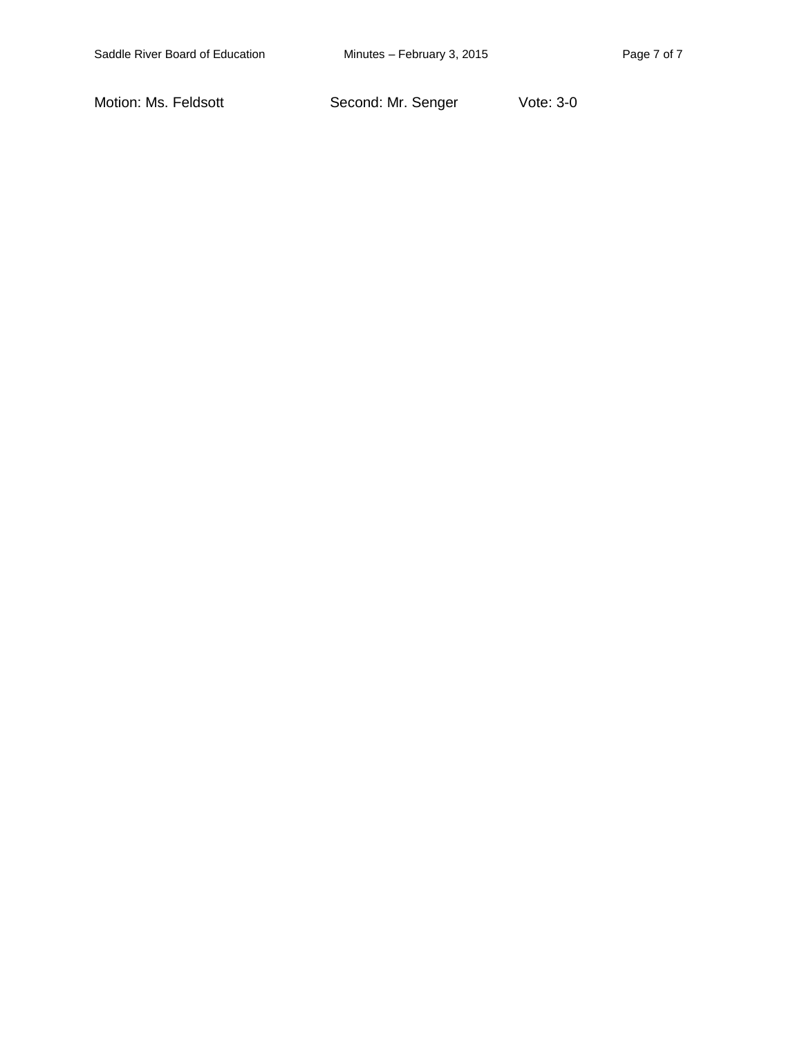Motion: Ms. Feldsott Second: Mr. Senger Vote: 3-0